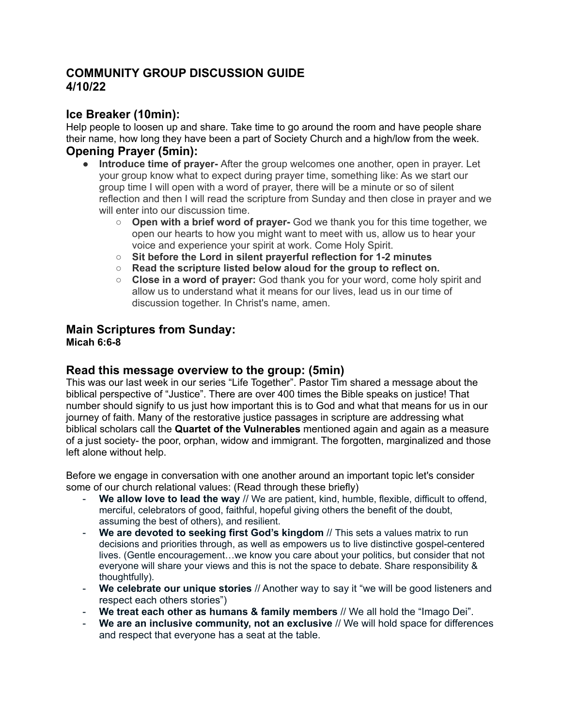# COMMUNITY GROUP DISCUSSION GUIDE
# 4/10/22

## Ice Breaker (10min):

Help people to loosen up and share. Take time to go around the room and have people share their name, how long they have been a part of Society Church and a high/low from the week.

## Opening Prayer (5min):

- **Introduce time of prayer-** After the group welcomes one another, open in prayer. Let your group know what to expect during prayer time, something like: As we start our group time I will open with a word of prayer, there will be a minute or so of silent reflection and then I will read the scripture from Sunday and then close in prayer and we will enter into our discussion time.
  - **Open with a brief word of prayer-** God we thank you for this time together, we open our hearts to how you might want to meet with us, allow us to hear your voice and experience your spirit at work. Come Holy Spirit.
  - **Sit before the Lord in silent prayerful reflection for 1-2 minutes**
  - **Read the scripture listed below aloud for the group to reflect on.**
  - **Close in a word of prayer:** God thank you for your word, come holy spirit and allow us to understand what it means for our lives, lead us in our time of discussion together. In Christ's name, amen.

## Main Scriptures from Sunday:

**Micah 6:6-8**

## Read this message overview to the group: (5min)

This was our last week in our series "Life Together". Pastor Tim shared a message about the biblical perspective of "Justice". There are over 400 times the Bible speaks on justice! That number should signify to us just how important this is to God and what that means for us in our journey of faith. Many of the restorative justice passages in scripture are addressing what biblical scholars call the **Quartet of the Vulnerables** mentioned again and again as a measure of a just society- the poor, orphan, widow and immigrant. The forgotten, marginalized and those left alone without help.

Before we engage in conversation with one another around an important topic let's consider some of our church relational values: (Read through these briefly)

- **We allow love to lead the way** // We are patient, kind, humble, flexible, difficult to offend, merciful, celebrators of good, faithful, hopeful giving others the benefit of the doubt, assuming the best of others), and resilient.
- **We are devoted to seeking first God's kingdom** // This sets a values matrix to run decisions and priorities through, as well as empowers us to live distinctive gospel-centered lives. (Gentle encouragement…we know you care about your politics, but consider that not everyone will share your views and this is not the space to debate. Share responsibility & thoughtfully).
- **We celebrate our unique stories** // Another way to say it "we will be good listeners and respect each others stories")
- **We treat each other as humans & family members** // We all hold the "Imago Dei".
- **We are an inclusive community, not an exclusive** // We will hold space for differences and respect that everyone has a seat at the table.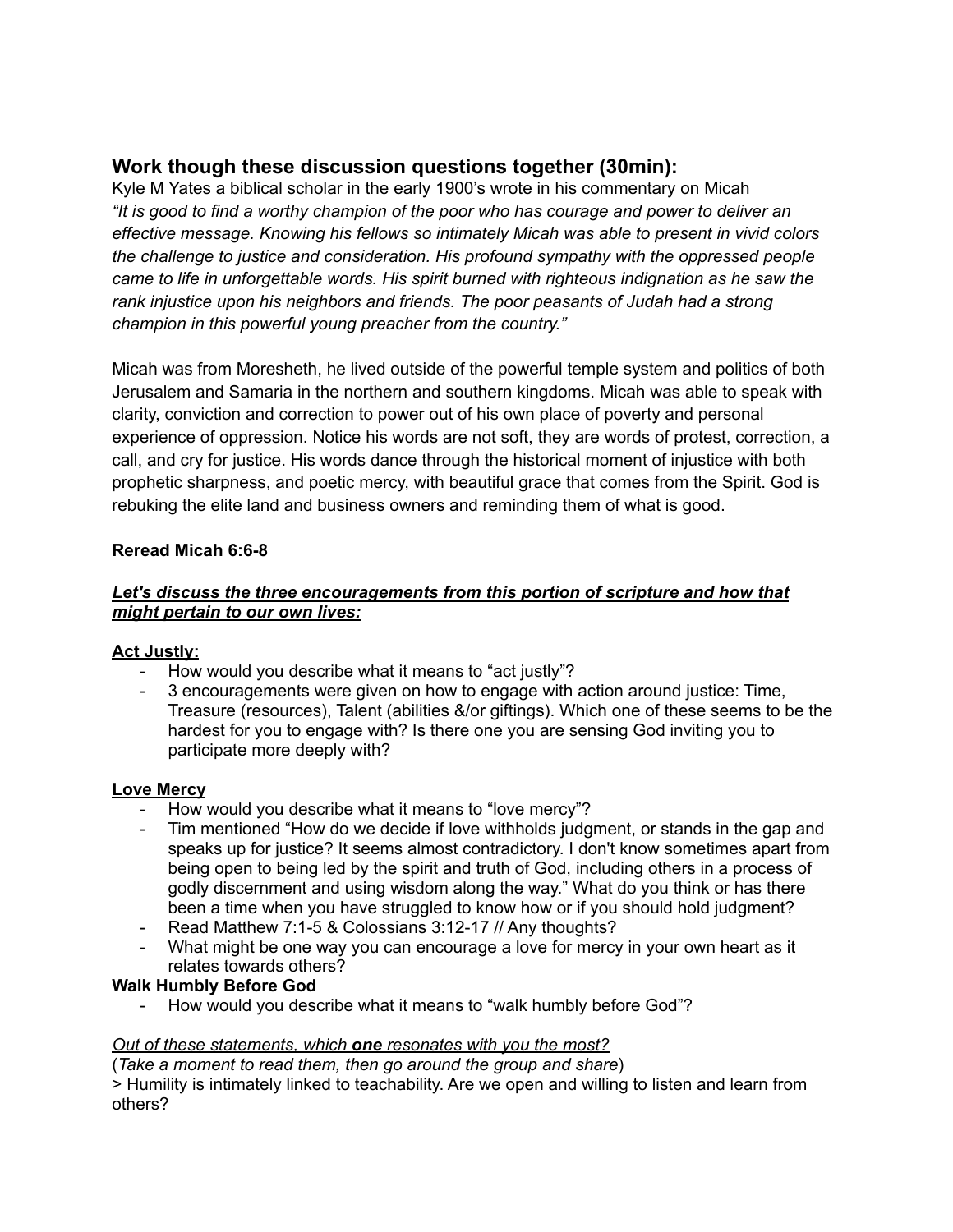## Work though these discussion questions together (30min):

Kyle M Yates a biblical scholar in the early 1900's wrote in his commentary on Micah
*"It is good to find a worthy champion of the poor who has courage and power to deliver an effective message. Knowing his fellows so intimately Micah was able to present in vivid colors the challenge to justice and consideration. His profound sympathy with the oppressed people came to life in unforgettable words. His spirit burned with righteous indignation as he saw the rank injustice upon his neighbors and friends. The poor peasants of Judah had a strong champion in this powerful young preacher from the country."*

Micah was from Moresheth, he lived outside of the powerful temple system and politics of both Jerusalem and Samaria in the northern and southern kingdoms. Micah was able to speak with clarity, conviction and correction to power out of his own place of poverty and personal experience of oppression. Notice his words are not soft, they are words of protest, correction, a call, and cry for justice. His words dance through the historical moment of injustice with both prophetic sharpness, and poetic mercy, with beautiful grace that comes from the Spirit. God is rebuking the elite land and business owners and reminding them of what is good.

**Reread Micah 6:6-8**

***Let's discuss the three encouragements from this portion of scripture and how that might pertain to our own lives:***

**Act Justly:**

- How would you describe what it means to "act justly"?
- 3 encouragements were given on how to engage with action around justice: Time, Treasure (resources), Talent (abilities &/or giftings). Which one of these seems to be the hardest for you to engage with? Is there one you are sensing God inviting you to participate more deeply with?

**Love Mercy**

- How would you describe what it means to "love mercy"?
- Tim mentioned "How do we decide if love withholds judgment, or stands in the gap and speaks up for justice? It seems almost contradictory. I don't know sometimes apart from being open to being led by the spirit and truth of God, including others in a process of godly discernment and using wisdom along the way." What do you think or has there been a time when you have struggled to know how or if you should hold judgment?
- Read Matthew 7:1-5 & Colossians 3:12-17 // Any thoughts?
- What might be one way you can encourage a love for mercy in your own heart as it relates towards others?

**Walk Humbly Before God**

- How would you describe what it means to "walk humbly before God"?

*Out of these statements, which **one** resonates with you the most?*
(*Take a moment to read them, then go around the group and share*)

> Humility is intimately linked to teachability. Are we open and willing to listen and learn from others?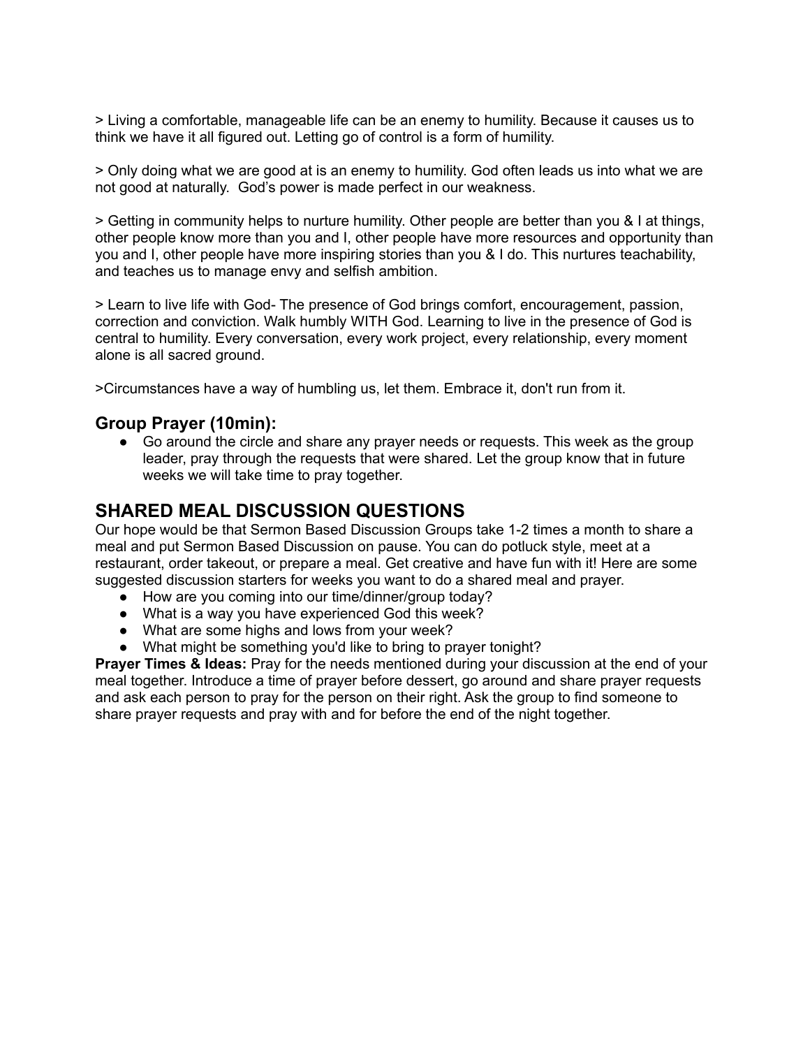> Living a comfortable, manageable life can be an enemy to humility. Because it causes us to think we have it all figured out. Letting go of control is a form of humility.

> Only doing what we are good at is an enemy to humility. God often leads us into what we are not good at naturally.  God's power is made perfect in our weakness.

> Getting in community helps to nurture humility. Other people are better than you & I at things, other people know more than you and I, other people have more resources and opportunity than you and I, other people have more inspiring stories than you & I do. This nurtures teachability, and teaches us to manage envy and selfish ambition.

> Learn to live life with God- The presence of God brings comfort, encouragement, passion, correction and conviction. Walk humbly WITH God. Learning to live in the presence of God is central to humility. Every conversation, every work project, every relationship, every moment alone is all sacred ground.

>Circumstances have a way of humbling us, let them. Embrace it, don't run from it.

### Group Prayer (10min):

- Go around the circle and share any prayer needs or requests. This week as the group leader, pray through the requests that were shared. Let the group know that in future weeks we will take time to pray together.

## SHARED MEAL DISCUSSION QUESTIONS

Our hope would be that Sermon Based Discussion Groups take 1-2 times a month to share a meal and put Sermon Based Discussion on pause. You can do potluck style, meet at a restaurant, order takeout, or prepare a meal. Get creative and have fun with it! Here are some suggested discussion starters for weeks you want to do a shared meal and prayer.

- How are you coming into our time/dinner/group today?
- What is a way you have experienced God this week?
- What are some highs and lows from your week?
- What might be something you'd like to bring to prayer tonight?

**Prayer Times & Ideas:** Pray for the needs mentioned during your discussion at the end of your meal together. Introduce a time of prayer before dessert, go around and share prayer requests and ask each person to pray for the person on their right. Ask the group to find someone to share prayer requests and pray with and for before the end of the night together.